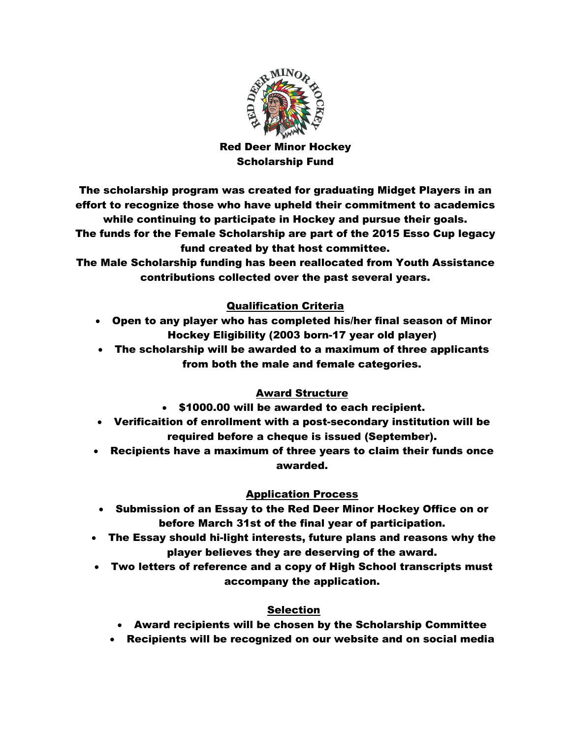# Red Deer Minor Hockey Scholarship Fund

The scholarship program was created for graduating Midget Players in an effort to recognize those who have upheld their commitment to academics while continuing to participate in Hockey and pursue their goals.

The funds for the Female Scholarship are part of the 2015 Esso Cup legacy fund created by that host committee.

The Male Scholarship funding has been reallocated from Youth Assistance contributions collected over the past several years.

## Qualification Criteria

- Open to any player who has completed his/her final season of Minor Hockey Eligibility (2003 born-17 year old player)
- The scholarship will be awarded to a maximum of three applicants from both the male and female categories.

## Award Structure

- $1000.00 will be awarded to each recipient.
- Verificaition of enrollment with a post-secondary institution will be required before a cheque is issued (September).
- Recipients have a maximum of three years to claim their funds once awarded.

## Application Process

- Submission of an Essay to the Red Deer Minor Hockey Office on or before March 31st of the final year of participation.
- The Essay should hi-light interests, future plans and reasons why the player believes they are deserving of the award.
- Two letters of reference and a copy of High School transcripts must accompany the application.

## Selection

- Award recipients will be chosen by the Scholarship Committee
- Recipients will be recognized on our website and on social media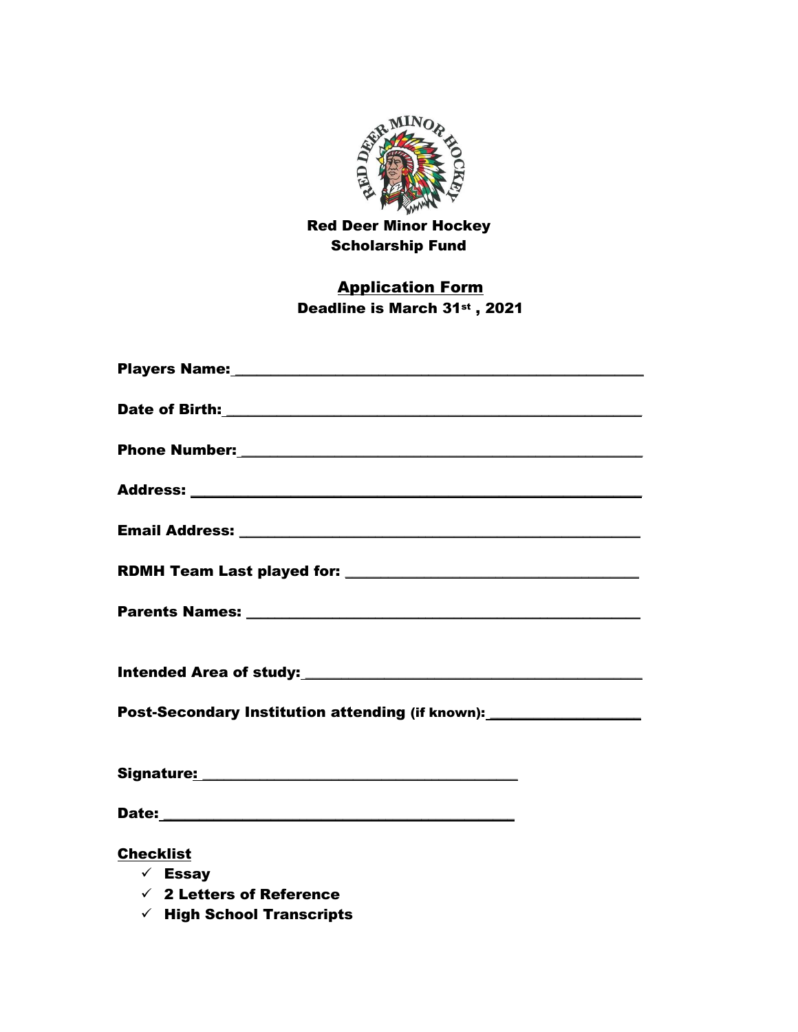Red Deer Minor Hockey
Scholarship Fund

## Application Form

**Deadline is March 31st , 2021**

**Players Name:** ________________________________________________

**Date of Birth:** ________________________________________________

**Phone Number:** ________________________________________________

**Address:** ________________________________________________

**Email Address:** ________________________________________________

**RDMH Team Last played for:** ________________________________________________

**Parents Names:** ________________________________________________

**Intended Area of study:** ________________________________________________

**Post-Secondary Institution attending** (if known): ____________________

**Signature:** ________________________________________

**Date:** ________________________________________

**Checklist**

- ✓ Essay
- ✓ 2 Letters of Reference
- ✓ High School Transcripts